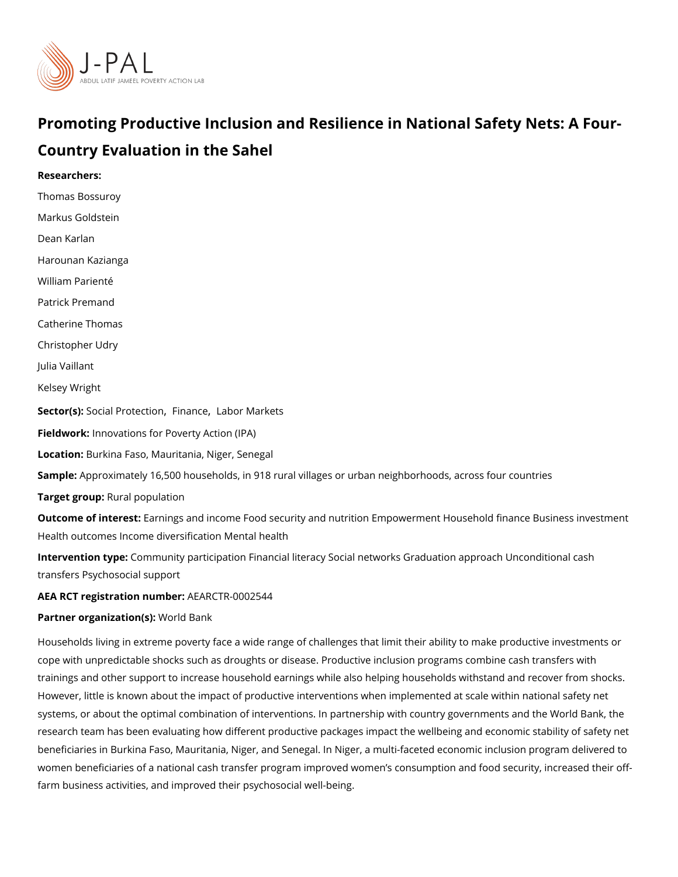# Promoting Productive Inclusion and Resilience in National Safety Nets: A Four-Country Evaluation in the Sahel

**Researchers:**

Thomas Bossuroy

Markus Goldstein

Dean Karlan

Harounan Kazianga

William Parienté

Patrick Premand

Catherine Thomas

Christopher Udry

Julia Vaillant

Kelsey Wright

**Sector(s):** Social Protection, Finance, Labor Markets

**Fieldwork:** Innovations for Poverty Action (IPA)

**Location:** Burkina Faso, Mauritania, Niger, Senegal

**Sample:** Approximately 16,500 households, in 918 rural villages or urban neighborhoods, across four countries

**Target group:** Rural population

**Outcome of interest:** Earnings and income Food security and nutrition Empowerment Household finance Business investment Health outcomes Income diversification Mental health

**Intervention type:** Community participation Financial literacy Social networks Graduation approach Unconditional cash transfers Psychosocial support

**AEA RCT registration number:** AEARCTR-0002544

**Partner organization(s):** World Bank

Households living in extreme poverty face a wide range of challenges that limit their ability to make productive investments or cope with unpredictable shocks such as droughts or disease. Productive inclusion programs combine cash transfers with trainings and other support to increase household earnings while also helping households withstand and recover from shocks. However, little is known about the impact of productive interventions when implemented at scale within national safety net systems, or about the optimal combination of interventions. In partnership with country governments and the World Bank, the research team has been evaluating how different productive packages impact the wellbeing and economic stability of safety net beneficiaries in Burkina Faso, Mauritania, Niger, and Senegal. In Niger, a multi-faceted economic inclusion program delivered to women beneficiaries of a national cash transfer program improved women's consumption and food security, increased their off-farm business activities, and improved their psychosocial well-being.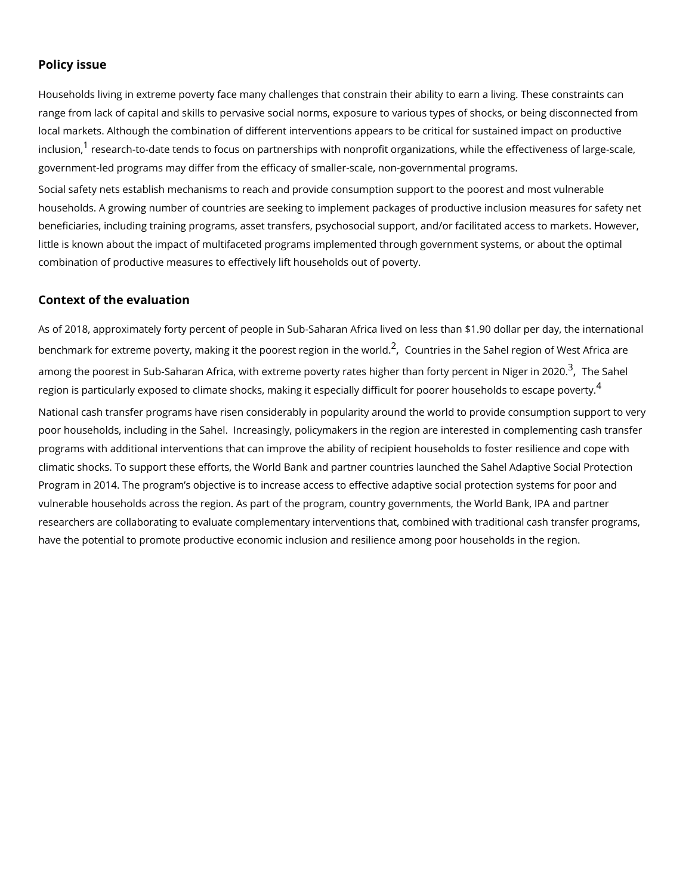## Policy issue

Households living in extreme poverty face many challenges that constrain their ability to earn a living. These constraints can range from lack of capital and skills to pervasive social norms, exposure to various types of shocks, or being disconnected from local markets. Although the combination of different interventions appears to be critical for sustained impact on productive inclusion,[1] research-to-date tends to focus on partnerships with nonprofit organizations, while the effectiveness of large-scale, government-led programs may differ from the efficacy of smaller-scale, non-governmental programs.

Social safety nets establish mechanisms to reach and provide consumption support to the poorest and most vulnerable households. A growing number of countries are seeking to implement packages of productive inclusion measures for safety net beneficiaries, including training programs, asset transfers, psychosocial support, and/or facilitated access to markets. However, little is known about the impact of multifaceted programs implemented through government systems, or about the optimal combination of productive measures to effectively lift households out of poverty.

## Context of the evaluation

As of 2018, approximately forty percent of people in Sub-Saharan Africa lived on less than $1.90 dollar per day, the international benchmark for extreme poverty, making it the poorest region in the world.[2], Countries in the Sahel region of West Africa are among the poorest in Sub-Saharan Africa, with extreme poverty rates higher than forty percent in Niger in 2020.[3], The Sahel region is particularly exposed to climate shocks, making it especially difficult for poorer households to escape poverty.[4]

National cash transfer programs have risen considerably in popularity around the world to provide consumption support to very poor households, including in the Sahel. Increasingly, policymakers in the region are interested in complementing cash transfer programs with additional interventions that can improve the ability of recipient households to foster resilience and cope with climatic shocks. To support these efforts, the World Bank and partner countries launched the Sahel Adaptive Social Protection Program in 2014. The program's objective is to increase access to effective adaptive social protection systems for poor and vulnerable households across the region. As part of the program, country governments, the World Bank, IPA and partner researchers are collaborating to evaluate complementary interventions that, combined with traditional cash transfer programs, have the potential to promote productive economic inclusion and resilience among poor households in the region.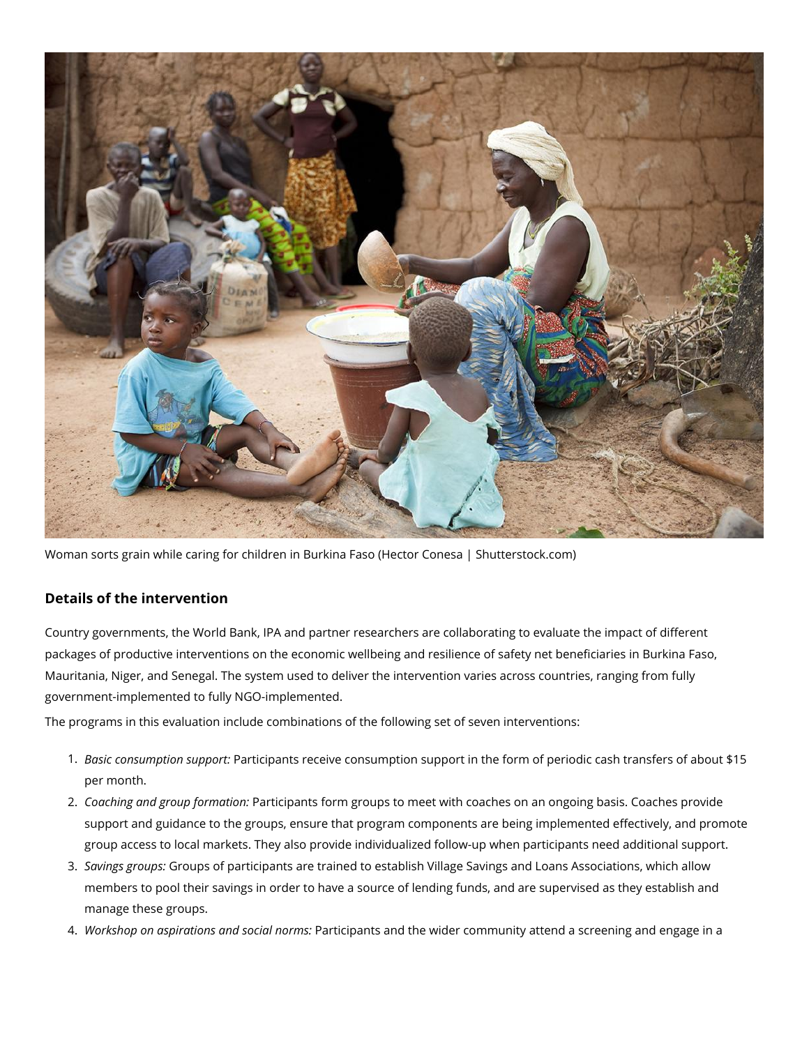Woman sorts grain while caring for children in Burkina Faso (Hector Conesa | Shutterstock.com)

### Details of the intervention

Country governments, the World Bank, IPA and partner researchers are collaborating to evaluate the impact of different packages of productive interventions on the economic wellbeing and resilience of safety net beneficiaries in Burkina Faso, Mauritania, Niger, and Senegal. The system used to deliver the intervention varies across countries, ranging from fully government-implemented to fully NGO-implemented.

The programs in this evaluation include combinations of the following set of seven interventions:

1. *Basic consumption support:* Participants receive consumption support in the form of periodic cash transfers of about $15 per month.
2. *Coaching and group formation:* Participants form groups to meet with coaches on an ongoing basis. Coaches provide support and guidance to the groups, ensure that program components are being implemented effectively, and promote group access to local markets. They also provide individualized follow-up when participants need additional support.
3. *Savings groups:* Groups of participants are trained to establish Village Savings and Loans Associations, which allow members to pool their savings in order to have a source of lending funds, and are supervised as they establish and manage these groups.
4. *Workshop on aspirations and social norms:* Participants and the wider community attend a screening and engage in a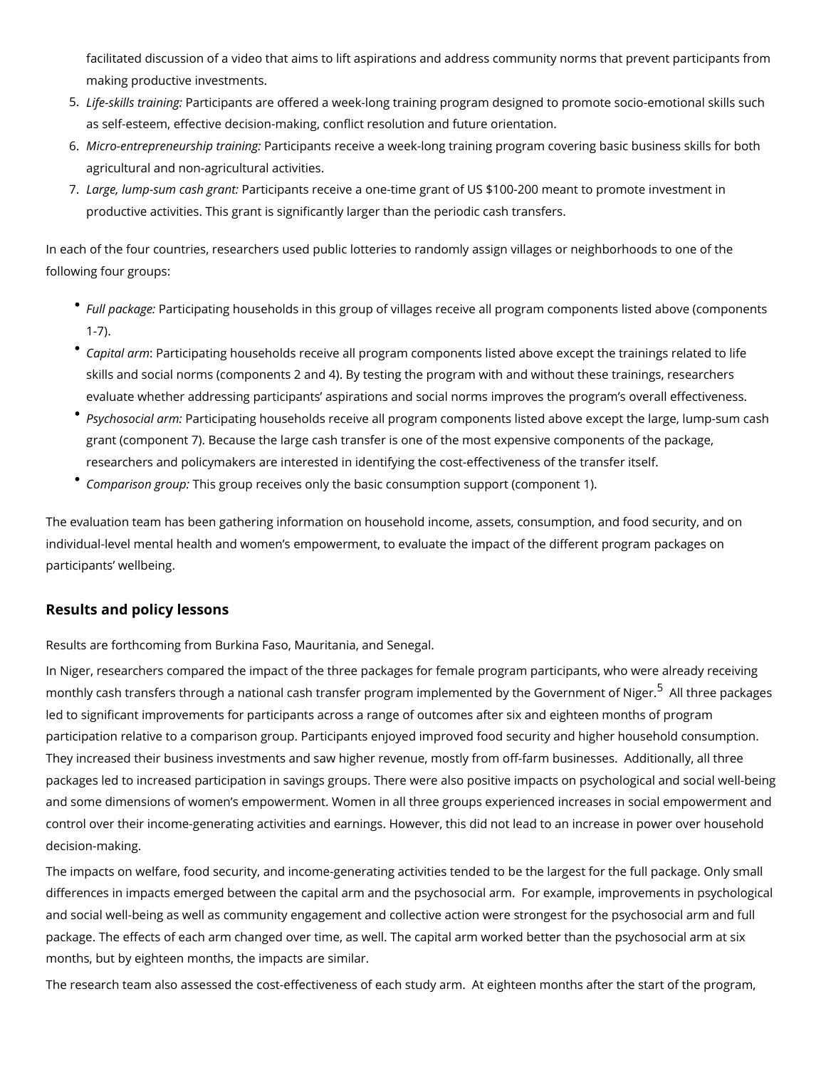facilitated discussion of a video that aims to lift aspirations and address community norms that prevent participants from making productive investments.

5. *Life-skills training:* Participants are offered a week-long training program designed to promote socio-emotional skills such as self-esteem, effective decision-making, conflict resolution and future orientation.
6. *Micro-entrepreneurship training:* Participants receive a week-long training program covering basic business skills for both agricultural and non-agricultural activities.
7. *Large, lump-sum cash grant:* Participants receive a one-time grant of US $100-200 meant to promote investment in productive activities. This grant is significantly larger than the periodic cash transfers.

In each of the four countries, researchers used public lotteries to randomly assign villages or neighborhoods to one of the following four groups:

- *Full package:* Participating households in this group of villages receive all program components listed above (components 1-7).
- *Capital arm*: Participating households receive all program components listed above except the trainings related to life skills and social norms (components 2 and 4). By testing the program with and without these trainings, researchers evaluate whether addressing participants' aspirations and social norms improves the program's overall effectiveness.
- *Psychosocial arm:* Participating households receive all program components listed above except the large, lump-sum cash grant (component 7). Because the large cash transfer is one of the most expensive components of the package, researchers and policymakers are interested in identifying the cost-effectiveness of the transfer itself.
- *Comparison group:* This group receives only the basic consumption support (component 1).

The evaluation team has been gathering information on household income, assets, consumption, and food security, and on individual-level mental health and women's empowerment, to evaluate the impact of the different program packages on participants' wellbeing.

## Results and policy lessons

Results are forthcoming from Burkina Faso, Mauritania, and Senegal.

In Niger, researchers compared the impact of the three packages for female program participants, who were already receiving monthly cash transfers through a national cash transfer program implemented by the Government of Niger.[5] All three packages led to significant improvements for participants across a range of outcomes after six and eighteen months of program participation relative to a comparison group. Participants enjoyed improved food security and higher household consumption. They increased their business investments and saw higher revenue, mostly from off-farm businesses. Additionally, all three packages led to increased participation in savings groups. There were also positive impacts on psychological and social well-being and some dimensions of women's empowerment. Women in all three groups experienced increases in social empowerment and control over their income-generating activities and earnings. However, this did not lead to an increase in power over household decision-making.

The impacts on welfare, food security, and income-generating activities tended to be the largest for the full package. Only small differences in impacts emerged between the capital arm and the psychosocial arm. For example, improvements in psychological and social well-being as well as community engagement and collective action were strongest for the psychosocial arm and full package. The effects of each arm changed over time, as well. The capital arm worked better than the psychosocial arm at six months, but by eighteen months, the impacts are similar.

The research team also assessed the cost-effectiveness of each study arm. At eighteen months after the start of the program,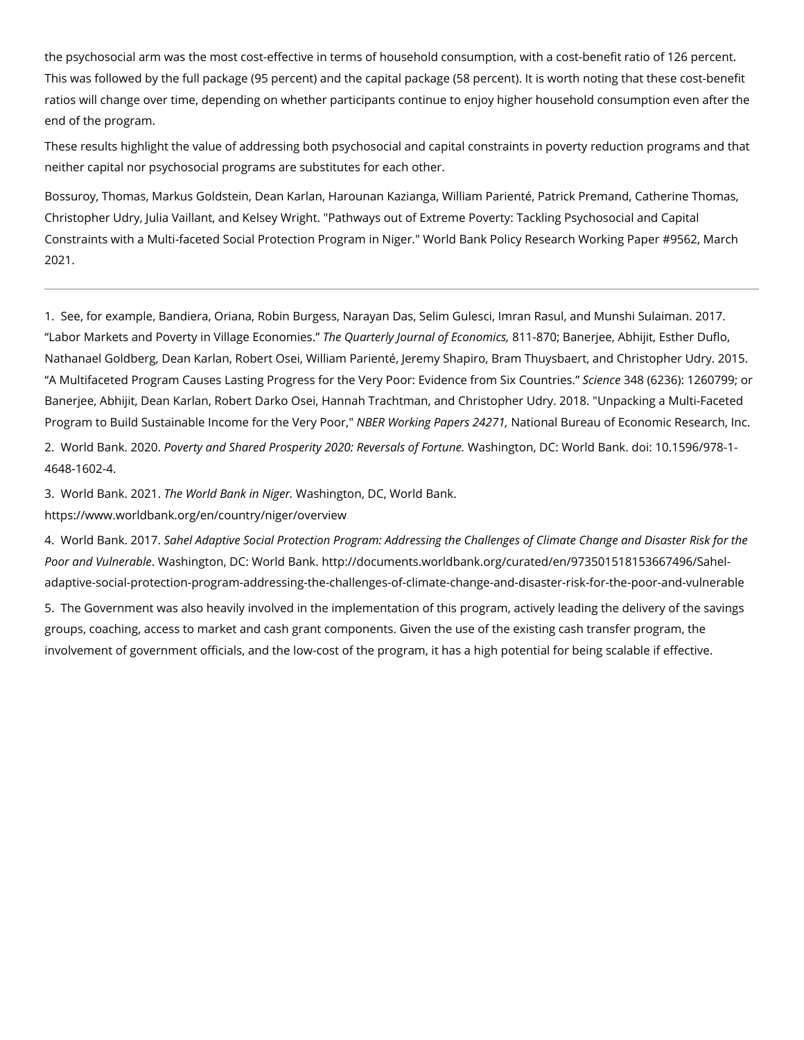the psychosocial arm was the most cost-effective in terms of household consumption, with a cost-benefit ratio of 126 percent. This was followed by the full package (95 percent) and the capital package (58 percent). It is worth noting that these cost-benefit ratios will change over time, depending on whether participants continue to enjoy higher household consumption even after the end of the program.

These results highlight the value of addressing both psychosocial and capital constraints in poverty reduction programs and that neither capital nor psychosocial programs are substitutes for each other.

Bossuroy, Thomas, Markus Goldstein, Dean Karlan, Harounan Kazianga, William Parienté, Patrick Premand, Catherine Thomas, Christopher Udry, Julia Vaillant, and Kelsey Wright. "Pathways out of Extreme Poverty: Tackling Psychosocial and Capital Constraints with a Multi-faceted Social Protection Program in Niger." World Bank Policy Research Working Paper #9562, March 2021.

---

1. See, for example, Bandiera, Oriana, Robin Burgess, Narayan Das, Selim Gulesci, Imran Rasul, and Munshi Sulaiman. 2017. "Labor Markets and Poverty in Village Economies." *The Quarterly Journal of Economics,* 811-870; Banerjee, Abhijit, Esther Duflo, Nathanael Goldberg, Dean Karlan, Robert Osei, William Parienté, Jeremy Shapiro, Bram Thuysbaert, and Christopher Udry. 2015. "A Multifaceted Program Causes Lasting Progress for the Very Poor: Evidence from Six Countries." *Science* 348 (6236): 1260799; or Banerjee, Abhijit, Dean Karlan, Robert Darko Osei, Hannah Trachtman, and Christopher Udry. 2018. "Unpacking a Multi-Faceted Program to Build Sustainable Income for the Very Poor," *NBER Working Papers 24271,* National Bureau of Economic Research, Inc.

2. World Bank. 2020. *Poverty and Shared Prosperity 2020: Reversals of Fortune.* Washington, DC: World Bank. doi: 10.1596/978-1-4648-1602-4.

3. World Bank. 2021. *The World Bank in Niger.* Washington, DC, World Bank. https://www.worldbank.org/en/country/niger/overview

4. World Bank. 2017. *Sahel Adaptive Social Protection Program: Addressing the Challenges of Climate Change and Disaster Risk for the Poor and Vulnerable*. Washington, DC: World Bank. http://documents.worldbank.org/curated/en/973501518153667496/Sahel-adaptive-social-protection-program-addressing-the-challenges-of-climate-change-and-disaster-risk-for-the-poor-and-vulnerable

5. The Government was also heavily involved in the implementation of this program, actively leading the delivery of the savings groups, coaching, access to market and cash grant components. Given the use of the existing cash transfer program, the involvement of government officials, and the low-cost of the program, it has a high potential for being scalable if effective.